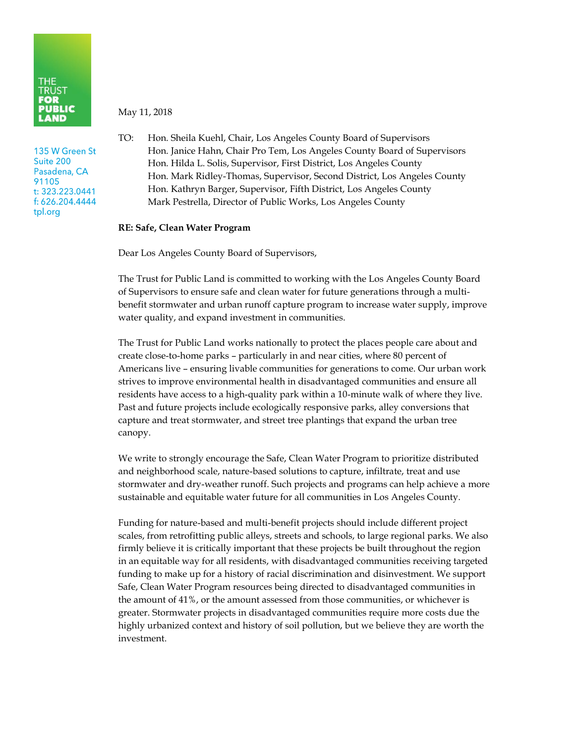THE TRUST FOR PUBLIC LAND

135 W Green St
Suite 200
Pasadena, CA
91105
t: 323.223.0441
f: 626.204.4444
tpl.org

May 11, 2018

TO: Hon. Sheila Kuehl, Chair, Los Angeles County Board of Supervisors
Hon. Janice Hahn, Chair Pro Tem, Los Angeles County Board of Supervisors
Hon. Hilda L. Solis, Supervisor, First District, Los Angeles County
Hon. Mark Ridley-Thomas, Supervisor, Second District, Los Angeles County
Hon. Kathryn Barger, Supervisor, Fifth District, Los Angeles County
Mark Pestrella, Director of Public Works, Los Angeles County

**RE: Safe, Clean Water Program**

Dear Los Angeles County Board of Supervisors,

The Trust for Public Land is committed to working with the Los Angeles County Board of Supervisors to ensure safe and clean water for future generations through a multi-benefit stormwater and urban runoff capture program to increase water supply, improve water quality, and expand investment in communities.

The Trust for Public Land works nationally to protect the places people care about and create close-to-home parks – particularly in and near cities, where 80 percent of Americans live – ensuring livable communities for generations to come. Our urban work strives to improve environmental health in disadvantaged communities and ensure all residents have access to a high-quality park within a 10-minute walk of where they live. Past and future projects include ecologically responsive parks, alley conversions that capture and treat stormwater, and street tree plantings that expand the urban tree canopy.

We write to strongly encourage the Safe, Clean Water Program to prioritize distributed and neighborhood scale, nature-based solutions to capture, infiltrate, treat and use stormwater and dry-weather runoff. Such projects and programs can help achieve a more sustainable and equitable water future for all communities in Los Angeles County.

Funding for nature-based and multi-benefit projects should include different project scales, from retrofitting public alleys, streets and schools, to large regional parks. We also firmly believe it is critically important that these projects be built throughout the region in an equitable way for all residents, with disadvantaged communities receiving targeted funding to make up for a history of racial discrimination and disinvestment. We support Safe, Clean Water Program resources being directed to disadvantaged communities in the amount of 41%, or the amount assessed from those communities, or whichever is greater. Stormwater projects in disadvantaged communities require more costs due the highly urbanized context and history of soil pollution, but we believe they are worth the investment.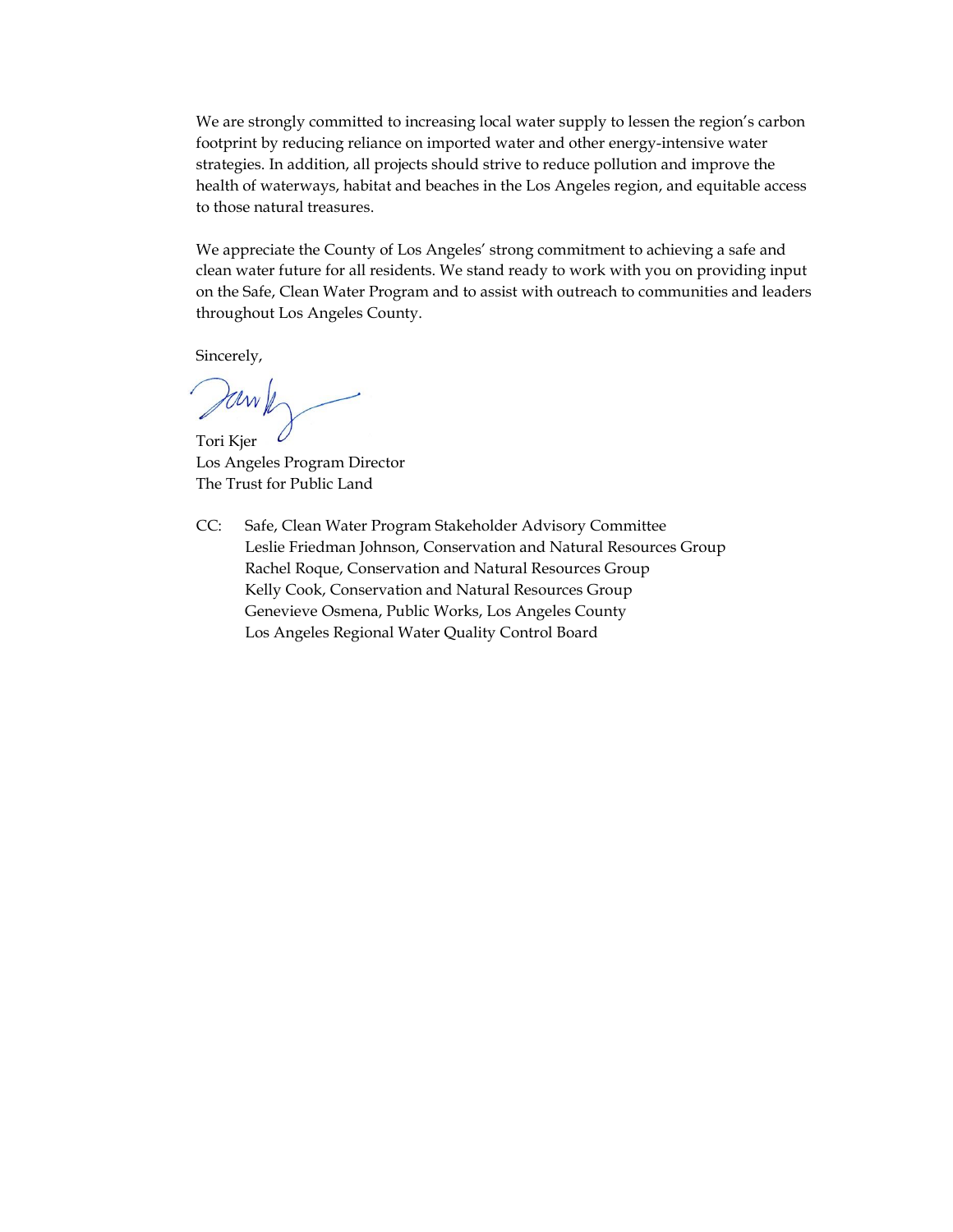We are strongly committed to increasing local water supply to lessen the region's carbon footprint by reducing reliance on imported water and other energy-intensive water strategies. In addition, all projects should strive to reduce pollution and improve the health of waterways, habitat and beaches in the Los Angeles region, and equitable access to those natural treasures.

We appreciate the County of Los Angeles' strong commitment to achieving a safe and clean water future for all residents. We stand ready to work with you on providing input on the Safe, Clean Water Program and to assist with outreach to communities and leaders throughout Los Angeles County.

Sincerely,

Tori Kjer
Los Angeles Program Director
The Trust for Public Land

CC: Safe, Clean Water Program Stakeholder Advisory Committee
Leslie Friedman Johnson, Conservation and Natural Resources Group
Rachel Roque, Conservation and Natural Resources Group
Kelly Cook, Conservation and Natural Resources Group
Genevieve Osmena, Public Works, Los Angeles County
Los Angeles Regional Water Quality Control Board